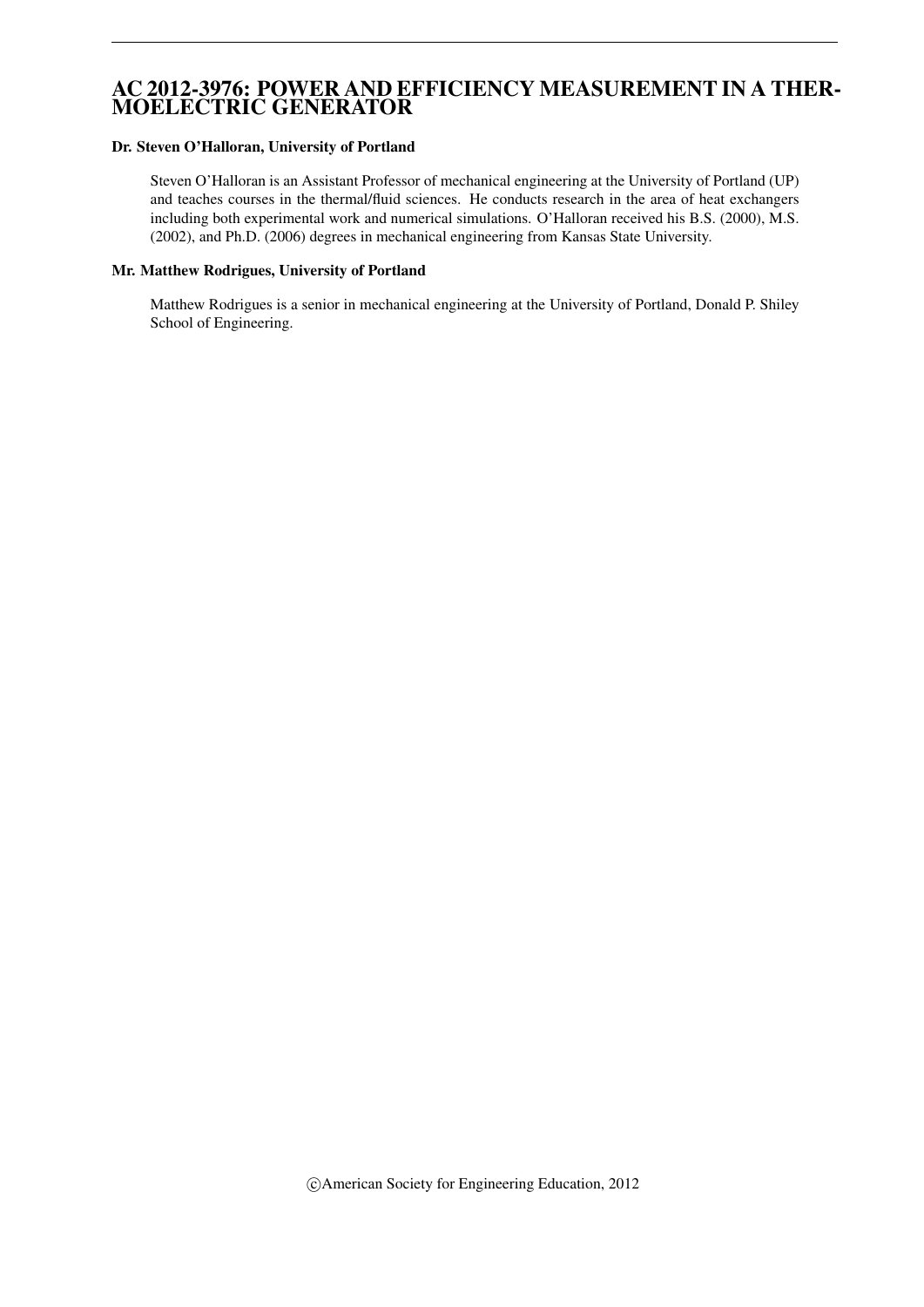# AC 2012-3976: POWER AND EFFICIENCY MEASUREMENT IN A THERMOELECTRIC GENERATOR

**Dr. Steven O'Halloran, University of Portland**

Steven O'Halloran is an Assistant Professor of mechanical engineering at the University of Portland (UP) and teaches courses in the thermal/fluid sciences. He conducts research in the area of heat exchangers including both experimental work and numerical simulations. O'Halloran received his B.S. (2000), M.S. (2002), and Ph.D. (2006) degrees in mechanical engineering from Kansas State University.

**Mr. Matthew Rodrigues, University of Portland**

Matthew Rodrigues is a senior in mechanical engineering at the University of Portland, Donald P. Shiley School of Engineering.

©American Society for Engineering Education, 2012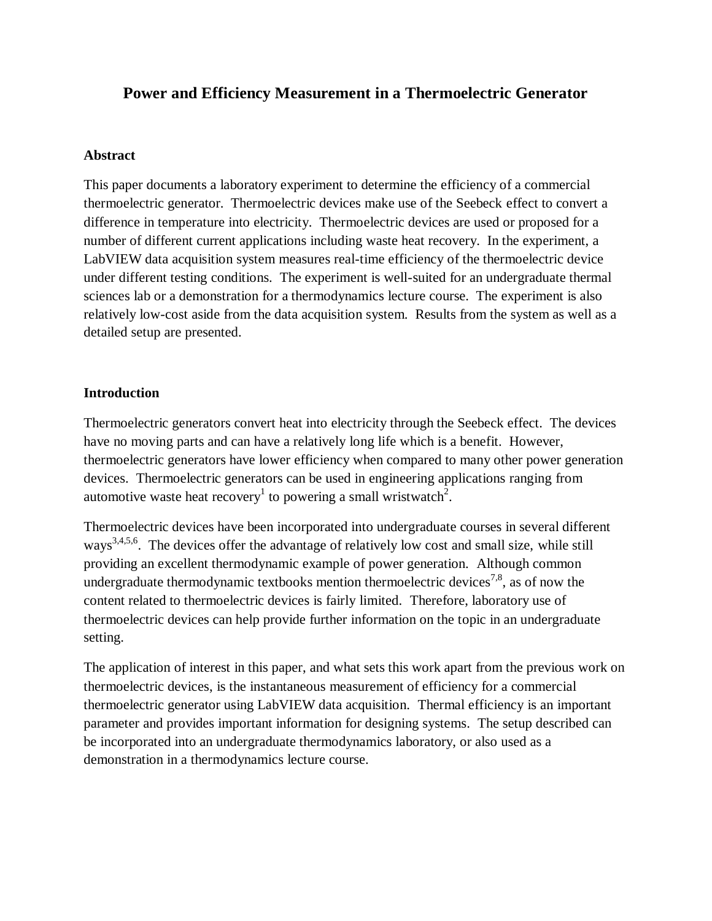# Power and Efficiency Measurement in a Thermoelectric Generator

## Abstract

This paper documents a laboratory experiment to determine the efficiency of a commercial thermoelectric generator. Thermoelectric devices make use of the Seebeck effect to convert a difference in temperature into electricity. Thermoelectric devices are used or proposed for a number of different current applications including waste heat recovery. In the experiment, a LabVIEW data acquisition system measures real-time efficiency of the thermoelectric device under different testing conditions. The experiment is well-suited for an undergraduate thermal sciences lab or a demonstration for a thermodynamics lecture course. The experiment is also relatively low-cost aside from the data acquisition system. Results from the system as well as a detailed setup are presented.

## Introduction

Thermoelectric generators convert heat into electricity through the Seebeck effect. The devices have no moving parts and can have a relatively long life which is a benefit. However, thermoelectric generators have lower efficiency when compared to many other power generation devices. Thermoelectric generators can be used in engineering applications ranging from automotive waste heat recovery[1] to powering a small wristwatch[2].

Thermoelectric devices have been incorporated into undergraduate courses in several different ways[3,4,5,6]. The devices offer the advantage of relatively low cost and small size, while still providing an excellent thermodynamic example of power generation. Although common undergraduate thermodynamic textbooks mention thermoelectric devices[7,8], as of now the content related to thermoelectric devices is fairly limited. Therefore, laboratory use of thermoelectric devices can help provide further information on the topic in an undergraduate setting.

The application of interest in this paper, and what sets this work apart from the previous work on thermoelectric devices, is the instantaneous measurement of efficiency for a commercial thermoelectric generator using LabVIEW data acquisition. Thermal efficiency is an important parameter and provides important information for designing systems. The setup described can be incorporated into an undergraduate thermodynamics laboratory, or also used as a demonstration in a thermodynamics lecture course.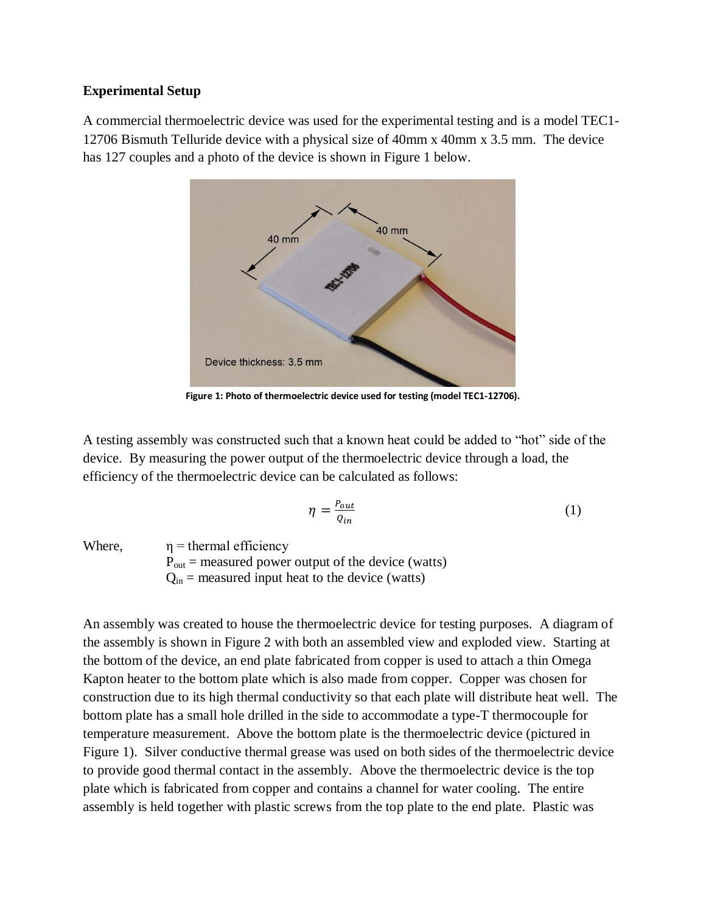**Experimental Setup**

A commercial thermoelectric device was used for the experimental testing and is a model TEC1-12706 Bismuth Telluride device with a physical size of 40mm x 40mm x 3.5 mm. The device has 127 couples and a photo of the device is shown in Figure 1 below.

**Figure 1: Photo of thermoelectric device used for testing (model TEC1-12706).**

A testing assembly was constructed such that a known heat could be added to "hot" side of the device. By measuring the power output of the thermoelectric device through a load, the efficiency of the thermoelectric device can be calculated as follows:

$$\eta = \frac{P_{out}}{Q_{in}} \tag{1}$$

Where,
$\eta$ = thermal efficiency
$P_{out}$ = measured power output of the device (watts)
$Q_{in}$ = measured input heat to the device (watts)

An assembly was created to house the thermoelectric device for testing purposes. A diagram of the assembly is shown in Figure 2 with both an assembled view and exploded view. Starting at the bottom of the device, an end plate fabricated from copper is used to attach a thin Omega Kapton heater to the bottom plate which is also made from copper. Copper was chosen for construction due to its high thermal conductivity so that each plate will distribute heat well. The bottom plate has a small hole drilled in the side to accommodate a type-T thermocouple for temperature measurement. Above the bottom plate is the thermoelectric device (pictured in Figure 1). Silver conductive thermal grease was used on both sides of the thermoelectric device to provide good thermal contact in the assembly. Above the thermoelectric device is the top plate which is fabricated from copper and contains a channel for water cooling. The entire assembly is held together with plastic screws from the top plate to the end plate. Plastic was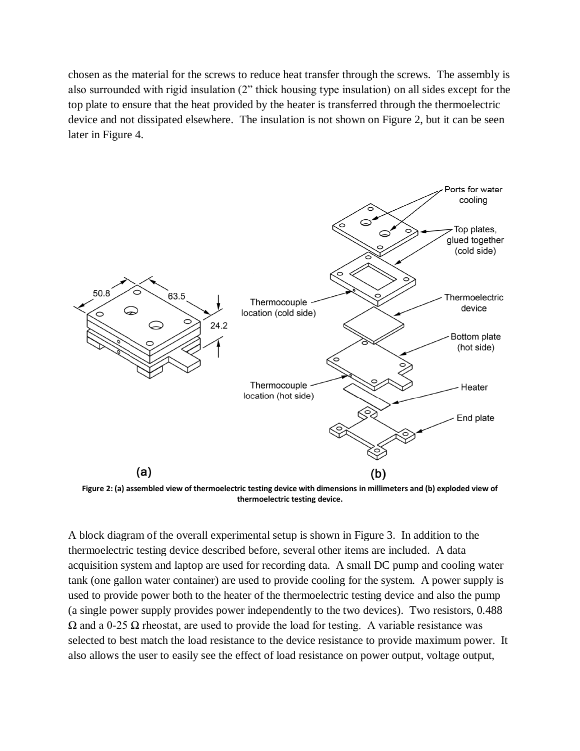chosen as the material for the screws to reduce heat transfer through the screws. The assembly is also surrounded with rigid insulation (2" thick housing type insulation) on all sides except for the top plate to ensure that the heat provided by the heater is transferred through the thermoelectric device and not dissipated elsewhere. The insulation is not shown on Figure 2, but it can be seen later in Figure 4.

**Figure 2: (a) assembled view of thermoelectric testing device with dimensions in millimeters and (b) exploded view of thermoelectric testing device.**

A block diagram of the overall experimental setup is shown in Figure 3. In addition to the thermoelectric testing device described before, several other items are included. A data acquisition system and laptop are used for recording data. A small DC pump and cooling water tank (one gallon water container) are used to provide cooling for the system. A power supply is used to provide power both to the heater of the thermoelectric testing device and also the pump (a single power supply provides power independently to the two devices). Two resistors, 0.488 Ω and a 0-25 Ω rheostat, are used to provide the load for testing. A variable resistance was selected to best match the load resistance to the device resistance to provide maximum power. It also allows the user to easily see the effect of load resistance on power output, voltage output,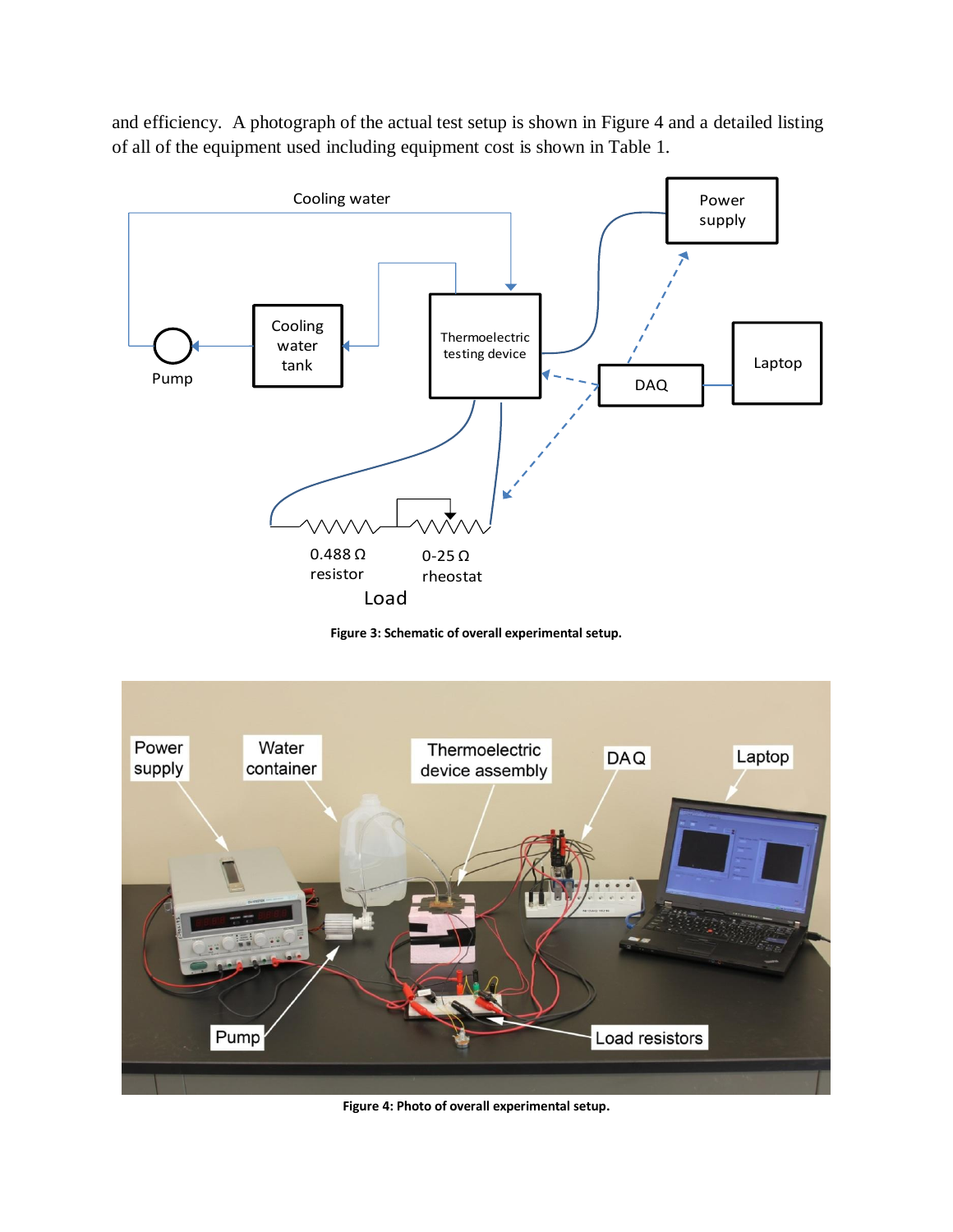and efficiency. A photograph of the actual test setup is shown in Figure 4 and a detailed listing of all of the equipment used including equipment cost is shown in Table 1.

**Figure 3: Schematic of overall experimental setup.**

**Figure 4: Photo of overall experimental setup.**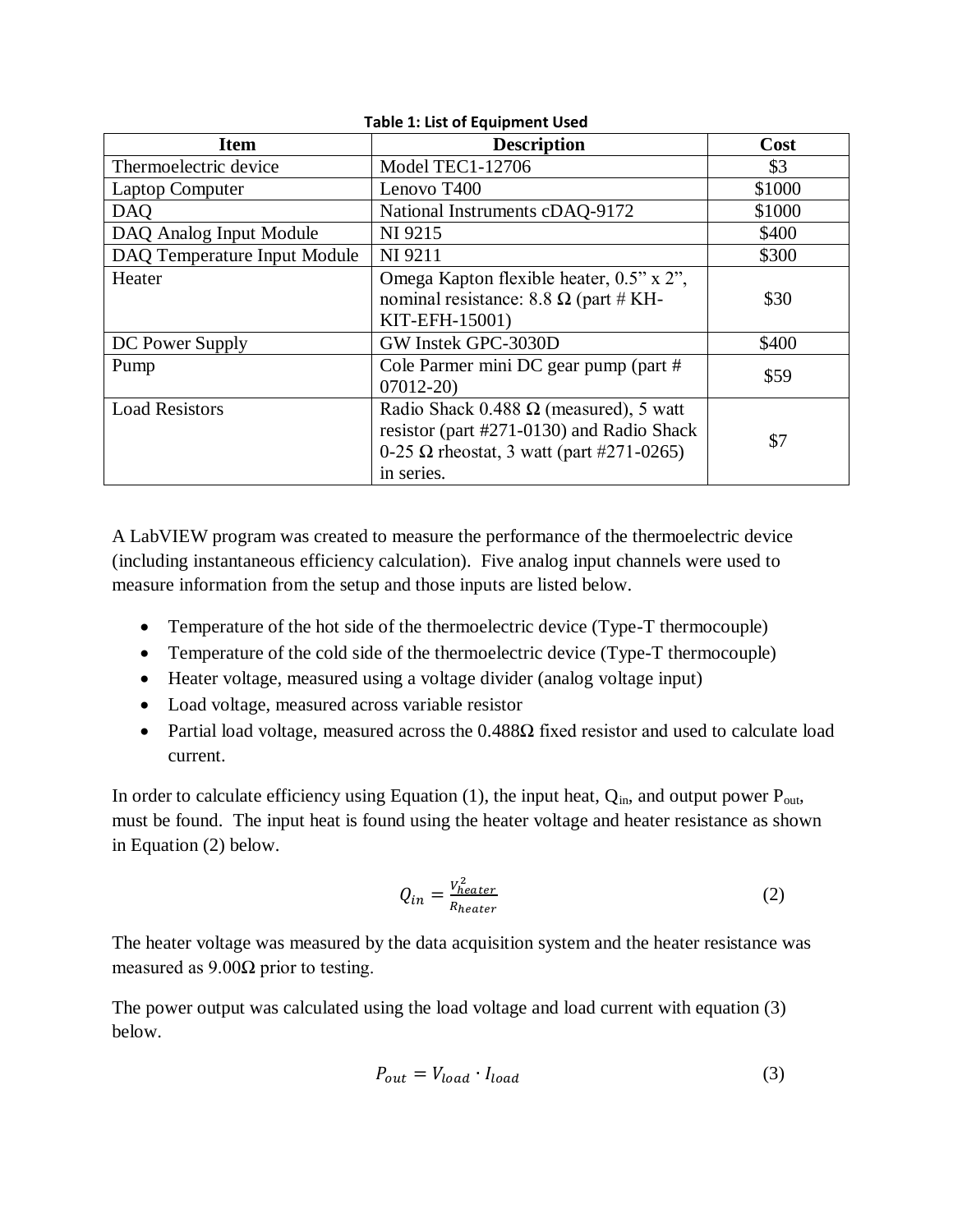**Table 1: List of Equipment Used**

| Item | Description | Cost |
| --- | --- | --- |
| Thermoelectric device | Model TEC1-12706 | $3 |
| Laptop Computer | Lenovo T400 | $1000 |
| DAQ | National Instruments cDAQ-9172 | $1000 |
| DAQ Analog Input Module | NI 9215 | $400 |
| DAQ Temperature Input Module | NI 9211 | $300 |
| Heater | Omega Kapton flexible heater, 0.5" x 2", nominal resistance: 8.8 Ω (part # KH-KIT-EFH-15001) | $30 |
| DC Power Supply | GW Instek GPC-3030D | $400 |
| Pump | Cole Parmer mini DC gear pump (part # 07012-20) | $59 |
| Load Resistors | Radio Shack 0.488 Ω (measured), 5 watt resistor (part #271-0130) and Radio Shack 0-25 Ω rheostat, 3 watt (part #271-0265) in series. | $7 |

A LabVIEW program was created to measure the performance of the thermoelectric device (including instantaneous efficiency calculation). Five analog input channels were used to measure information from the setup and those inputs are listed below.

- Temperature of the hot side of the thermoelectric device (Type-T thermocouple)
- Temperature of the cold side of the thermoelectric device (Type-T thermocouple)
- Heater voltage, measured using a voltage divider (analog voltage input)
- Load voltage, measured across variable resistor
- Partial load voltage, measured across the 0.488Ω fixed resistor and used to calculate load current.

In order to calculate efficiency using Equation (1), the input heat, $Q_{in}$, and output power $P_{out}$, must be found. The input heat is found using the heater voltage and heater resistance as shown in Equation (2) below.

$$Q_{in} = \frac{V_{heater}^2}{R_{heater}} \tag{2}$$

The heater voltage was measured by the data acquisition system and the heater resistance was measured as 9.00Ω prior to testing.

The power output was calculated using the load voltage and load current with equation (3) below.

$$P_{out} = V_{load} \cdot I_{load} \tag{3}$$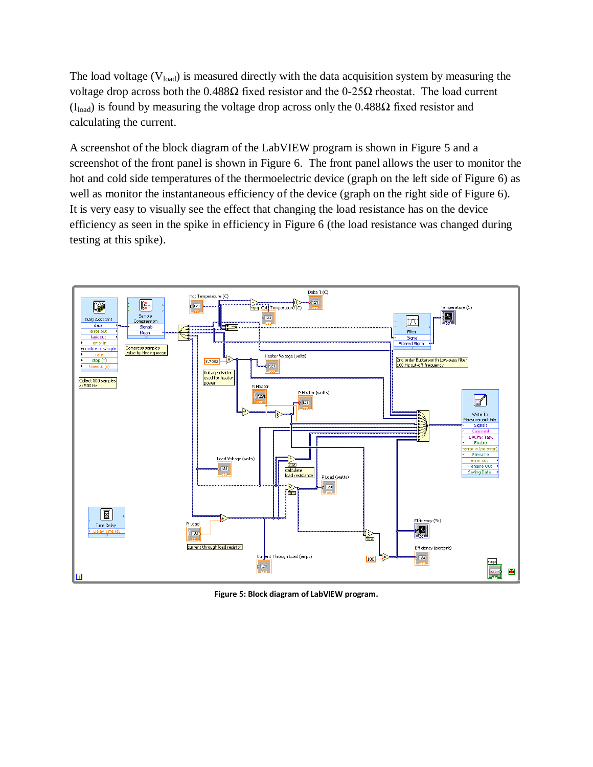The load voltage ($V_{load}$) is measured directly with the data acquisition system by measuring the voltage drop across both the 0.488Ω fixed resistor and the 0-25Ω rheostat. The load current ($I_{load}$) is found by measuring the voltage drop across only the 0.488Ω fixed resistor and calculating the current.

A screenshot of the block diagram of the LabVIEW program is shown in Figure 5 and a screenshot of the front panel is shown in Figure 6. The front panel allows the user to monitor the hot and cold side temperatures of the thermoelectric device (graph on the left side of Figure 6) as well as monitor the instantaneous efficiency of the device (graph on the right side of Figure 6). It is very easy to visually see the effect that changing the load resistance has on the device efficiency as seen in the spike in efficiency in Figure 6 (the load resistance was changed during testing at this spike).

**Figure 5: Block diagram of LabVIEW program.**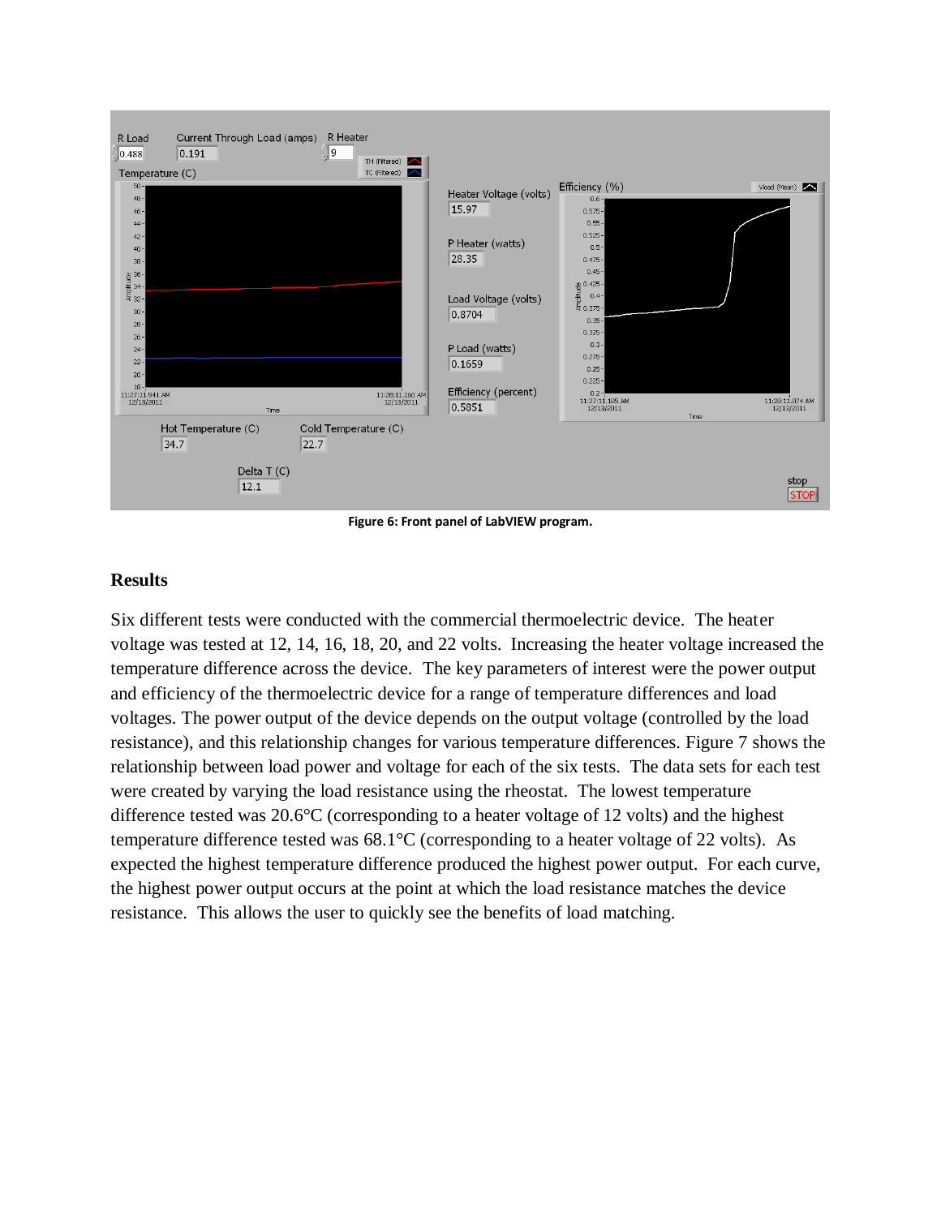Figure 6: Front panel of LabVIEW program.

## Results

Six different tests were conducted with the commercial thermoelectric device. The heater voltage was tested at 12, 14, 16, 18, 20, and 22 volts. Increasing the heater voltage increased the temperature difference across the device. The key parameters of interest were the power output and efficiency of the thermoelectric device for a range of temperature differences and load voltages. The power output of the device depends on the output voltage (controlled by the load resistance), and this relationship changes for various temperature differences. Figure 7 shows the relationship between load power and voltage for each of the six tests. The data sets for each test were created by varying the load resistance using the rheostat. The lowest temperature difference tested was 20.6°C (corresponding to a heater voltage of 12 volts) and the highest temperature difference tested was 68.1°C (corresponding to a heater voltage of 22 volts). As expected the highest temperature difference produced the highest power output. For each curve, the highest power output occurs at the point at which the load resistance matches the device resistance. This allows the user to quickly see the benefits of load matching.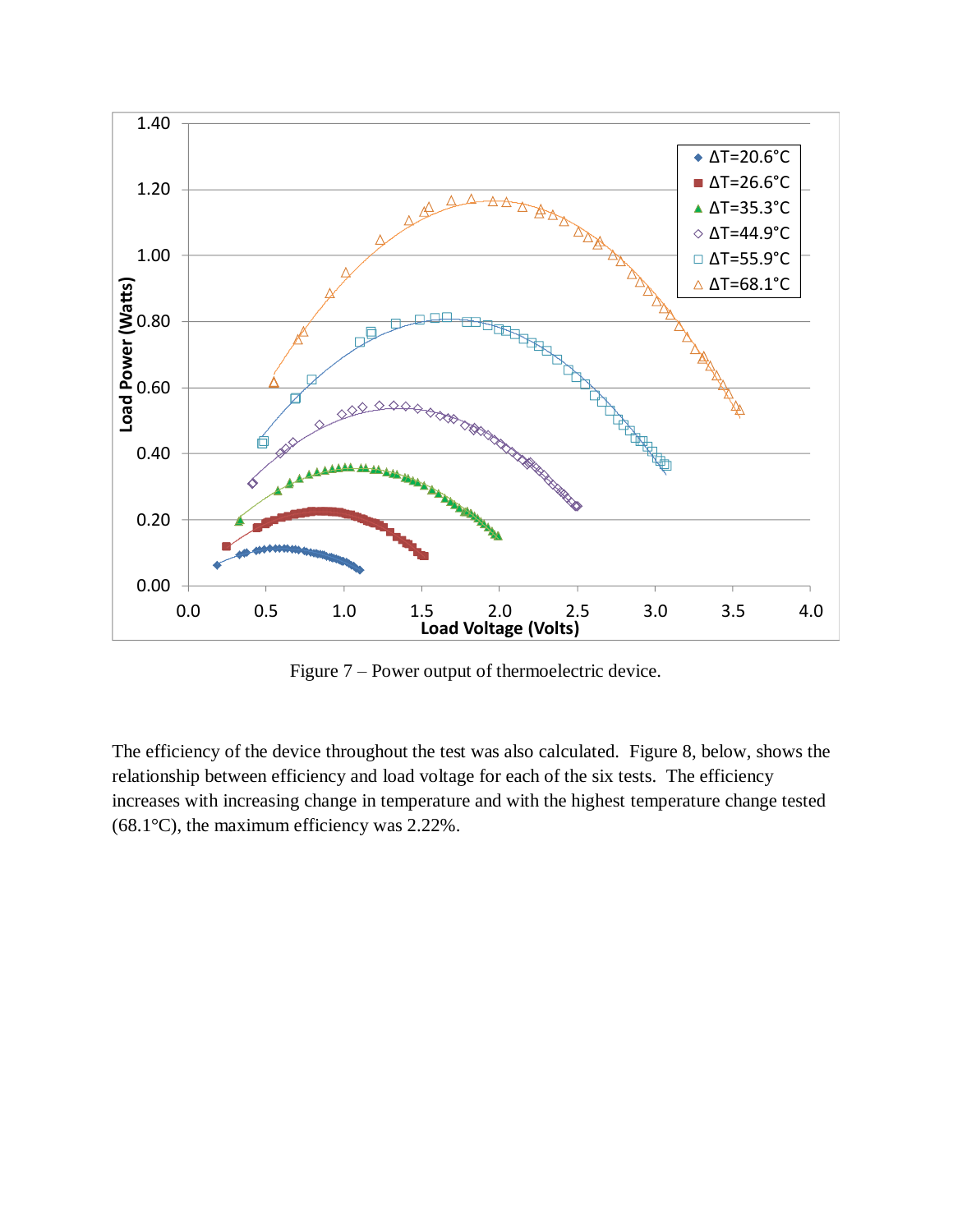Figure 7 – Power output of thermoelectric device.

The efficiency of the device throughout the test was also calculated. Figure 8, below, shows the relationship between efficiency and load voltage for each of the six tests. The efficiency increases with increasing change in temperature and with the highest temperature change tested (68.1°C), the maximum efficiency was 2.22%.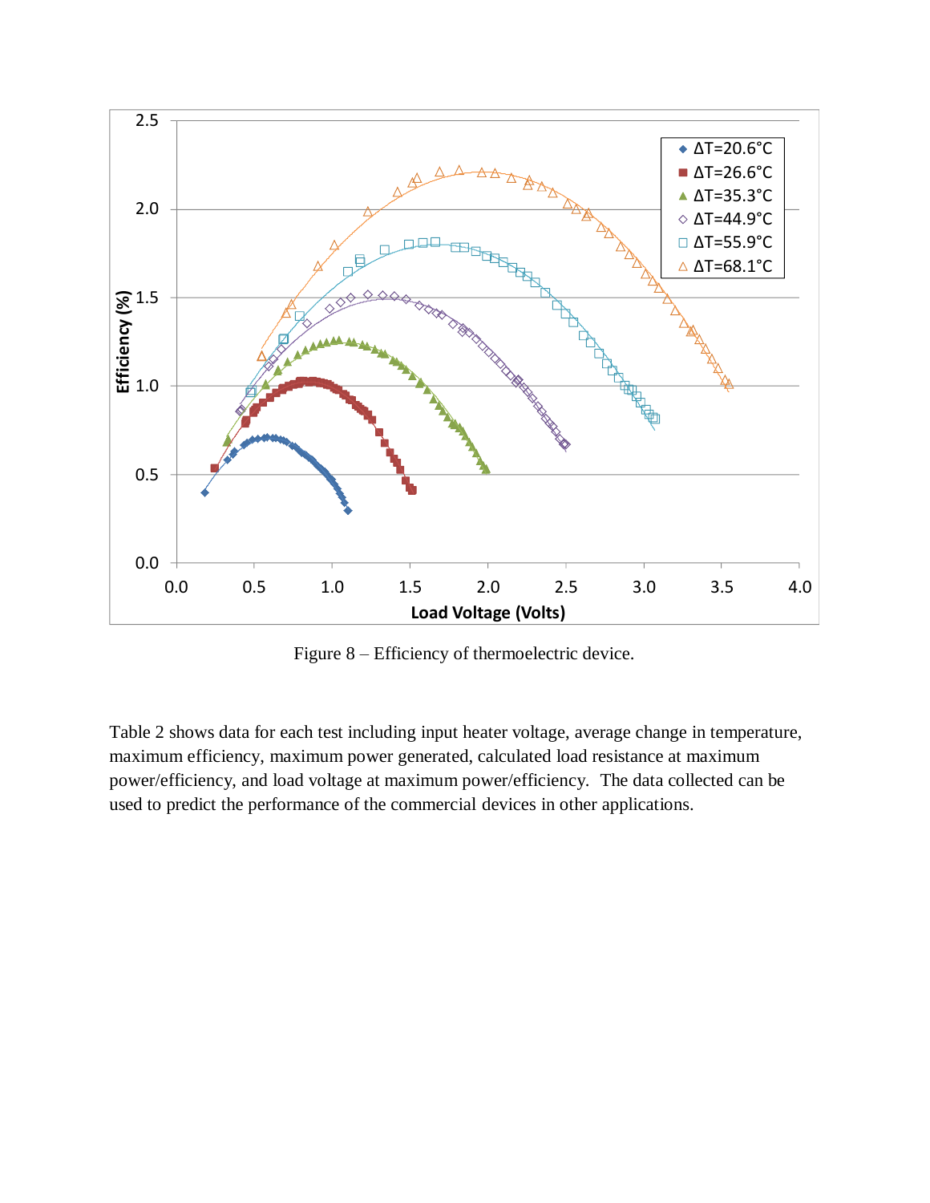Figure 8 – Efficiency of thermoelectric device.

Table 2 shows data for each test including input heater voltage, average change in temperature, maximum efficiency, maximum power generated, calculated load resistance at maximum power/efficiency, and load voltage at maximum power/efficiency. The data collected can be used to predict the performance of the commercial devices in other applications.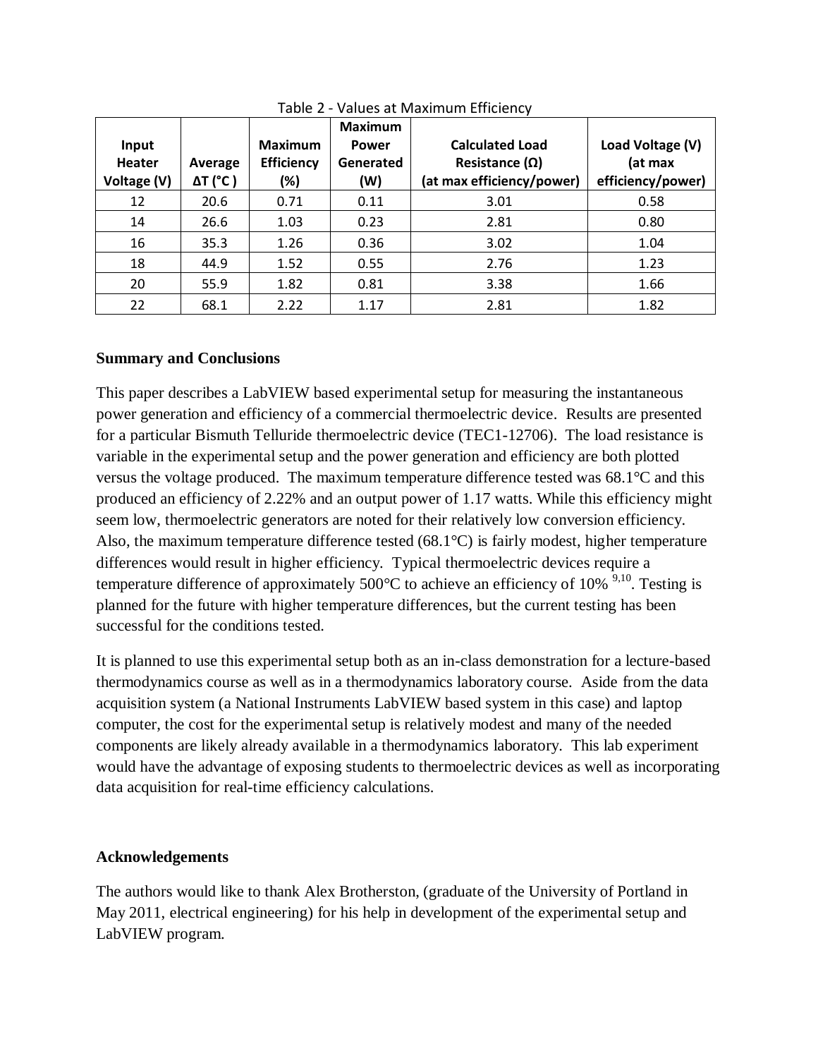Table 2 - Values at Maximum Efficiency

| Input Heater Voltage (V) | Average ΔT (°C ) | Maximum Efficiency (%) | Maximum Power Generated (W) | Calculated Load Resistance (Ω) (at max efficiency/power) | Load Voltage (V) (at max efficiency/power) |
|---|---|---|---|---|---|
| 12 | 20.6 | 0.71 | 0.11 | 3.01 | 0.58 |
| 14 | 26.6 | 1.03 | 0.23 | 2.81 | 0.80 |
| 16 | 35.3 | 1.26 | 0.36 | 3.02 | 1.04 |
| 18 | 44.9 | 1.52 | 0.55 | 2.76 | 1.23 |
| 20 | 55.9 | 1.82 | 0.81 | 3.38 | 1.66 |
| 22 | 68.1 | 2.22 | 1.17 | 2.81 | 1.82 |

## Summary and Conclusions

This paper describes a LabVIEW based experimental setup for measuring the instantaneous power generation and efficiency of a commercial thermoelectric device. Results are presented for a particular Bismuth Telluride thermoelectric device (TEC1-12706). The load resistance is variable in the experimental setup and the power generation and efficiency are both plotted versus the voltage produced. The maximum temperature difference tested was 68.1°C and this produced an efficiency of 2.22% and an output power of 1.17 watts. While this efficiency might seem low, thermoelectric generators are noted for their relatively low conversion efficiency. Also, the maximum temperature difference tested (68.1°C) is fairly modest, higher temperature differences would result in higher efficiency. Typical thermoelectric devices require a temperature difference of approximately 500°C to achieve an efficiency of 10% [9,10]. Testing is planned for the future with higher temperature differences, but the current testing has been successful for the conditions tested.

It is planned to use this experimental setup both as an in-class demonstration for a lecture-based thermodynamics course as well as in a thermodynamics laboratory course. Aside from the data acquisition system (a National Instruments LabVIEW based system in this case) and laptop computer, the cost for the experimental setup is relatively modest and many of the needed components are likely already available in a thermodynamics laboratory. This lab experiment would have the advantage of exposing students to thermoelectric devices as well as incorporating data acquisition for real-time efficiency calculations.

## Acknowledgements

The authors would like to thank Alex Brotherston, (graduate of the University of Portland in May 2011, electrical engineering) for his help in development of the experimental setup and LabVIEW program.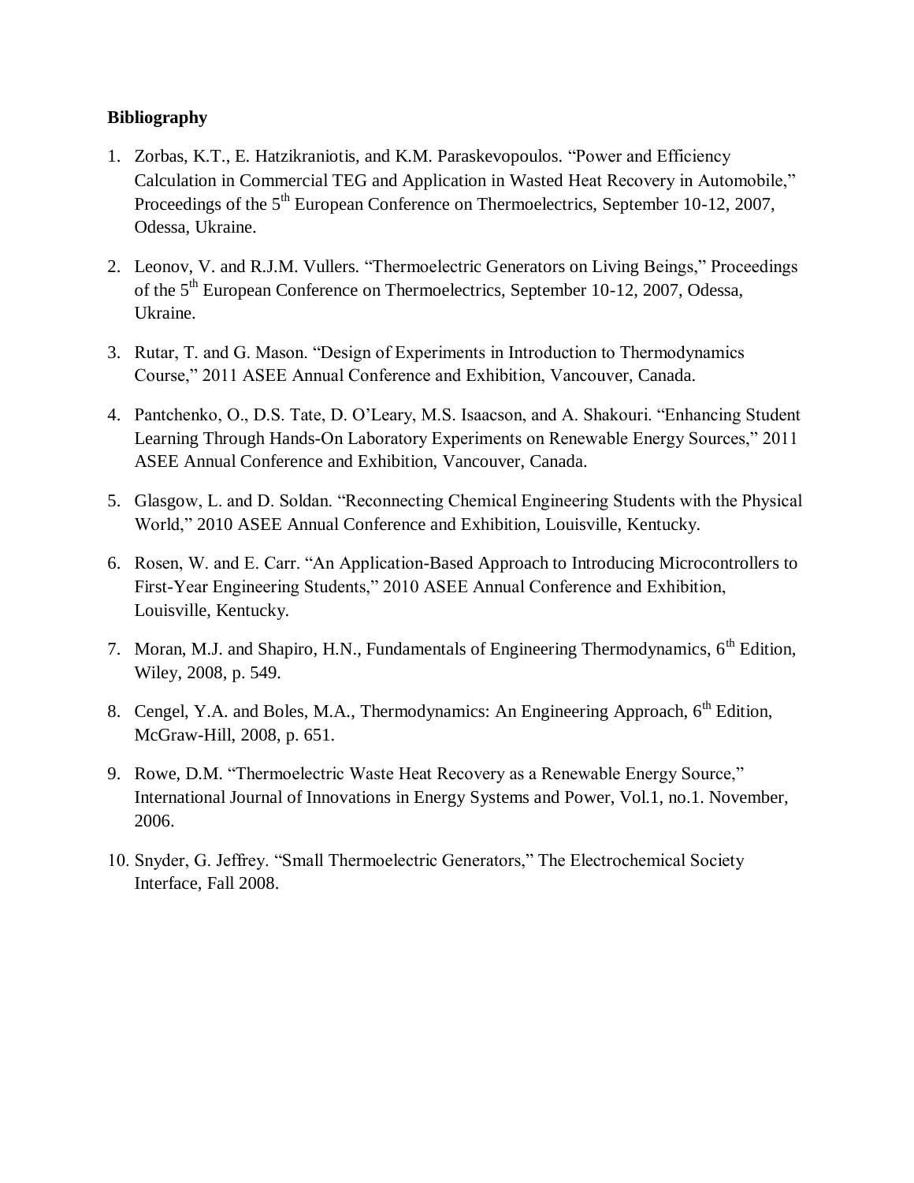**Bibliography**

1. Zorbas, K.T., E. Hatzikraniotis, and K.M. Paraskevopoulos. "Power and Efficiency Calculation in Commercial TEG and Application in Wasted Heat Recovery in Automobile," Proceedings of the 5th European Conference on Thermoelectrics, September 10-12, 2007, Odessa, Ukraine.

2. Leonov, V. and R.J.M. Vullers. "Thermoelectric Generators on Living Beings," Proceedings of the 5th European Conference on Thermoelectrics, September 10-12, 2007, Odessa, Ukraine.

3. Rutar, T. and G. Mason. "Design of Experiments in Introduction to Thermodynamics Course," 2011 ASEE Annual Conference and Exhibition, Vancouver, Canada.

4. Pantchenko, O., D.S. Tate, D. O'Leary, M.S. Isaacson, and A. Shakouri. "Enhancing Student Learning Through Hands-On Laboratory Experiments on Renewable Energy Sources," 2011 ASEE Annual Conference and Exhibition, Vancouver, Canada.

5. Glasgow, L. and D. Soldan. "Reconnecting Chemical Engineering Students with the Physical World," 2010 ASEE Annual Conference and Exhibition, Louisville, Kentucky.

6. Rosen, W. and E. Carr. "An Application-Based Approach to Introducing Microcontrollers to First-Year Engineering Students," 2010 ASEE Annual Conference and Exhibition, Louisville, Kentucky.

7. Moran, M.J. and Shapiro, H.N., Fundamentals of Engineering Thermodynamics, 6th Edition, Wiley, 2008, p. 549.

8. Cengel, Y.A. and Boles, M.A., Thermodynamics: An Engineering Approach, 6th Edition, McGraw-Hill, 2008, p. 651.

9. Rowe, D.M. "Thermoelectric Waste Heat Recovery as a Renewable Energy Source," International Journal of Innovations in Energy Systems and Power, Vol.1, no.1. November, 2006.

10. Snyder, G. Jeffrey. "Small Thermoelectric Generators," The Electrochemical Society Interface, Fall 2008.